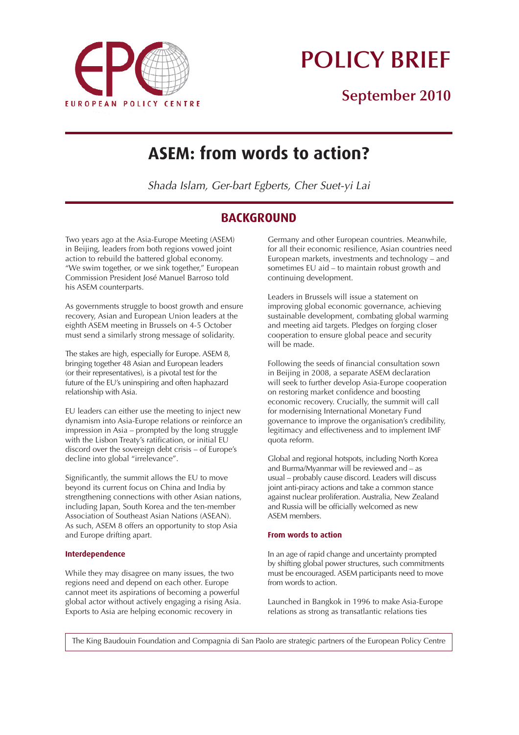EUROPEAN POLICY CENTRE

# POLICY BRIEF

## September 2010

# ASEM: from words to action?

*Shada Islam, Ger-bart Egberts, Cher Suet-yi Lai*

## BACKGROUND

Two years ago at the Asia-Europe Meeting (ASEM) in Beijing, leaders from both regions vowed joint action to rebuild the battered global economy. "We swim together, or we sink together," European Commission President José Manuel Barroso told his ASEM counterparts.

As governments struggle to boost growth and ensure recovery, Asian and European Union leaders at the eighth ASEM meeting in Brussels on 4-5 October must send a similarly strong message of solidarity.

The stakes are high, especially for Europe. ASEM 8, bringing together 48 Asian and European leaders (or their representatives), is a pivotal test for the future of the EU's uninspiring and often haphazard relationship with Asia.

EU leaders can either use the meeting to inject new dynamism into Asia-Europe relations or reinforce an impression in Asia – prompted by the long struggle with the Lisbon Treaty's ratification, or initial EU discord over the sovereign debt crisis – of Europe's decline into global "irrelevance".

Significantly, the summit allows the EU to move beyond its current focus on China and India by strengthening connections with other Asian nations, including Japan, South Korea and the ten-member Association of Southeast Asian Nations (ASEAN). As such, ASEM 8 offers an opportunity to stop Asia and Europe drifting apart.

### Interdependence

While they may disagree on many issues, the two regions need and depend on each other. Europe cannot meet its aspirations of becoming a powerful global actor without actively engaging a rising Asia. Exports to Asia are helping economic recovery in Germany and other European countries. Meanwhile, for all their economic resilience, Asian countries need European markets, investments and technology – and sometimes EU aid – to maintain robust growth and continuing development.

Leaders in Brussels will issue a statement on improving global economic governance, achieving sustainable development, combating global warming and meeting aid targets. Pledges on forging closer cooperation to ensure global peace and security will be made.

Following the seeds of financial consultation sown in Beijing in 2008, a separate ASEM declaration will seek to further develop Asia-Europe cooperation on restoring market confidence and boosting economic recovery. Crucially, the summit will call for modernising International Monetary Fund governance to improve the organisation's credibility, legitimacy and effectiveness and to implement IMF quota reform.

Global and regional hotspots, including North Korea and Burma/Myanmar will be reviewed and – as usual – probably cause discord. Leaders will discuss joint anti-piracy actions and take a common stance against nuclear proliferation. Australia, New Zealand and Russia will be officially welcomed as new ASEM members.

### From words to action

In an age of rapid change and uncertainty prompted by shifting global power structures, such commitments must be encouraged. ASEM participants need to move from words to action.

Launched in Bangkok in 1996 to make Asia-Europe relations as strong as transatlantic relations ties

The King Baudouin Foundation and Compagnia di San Paolo are strategic partners of the European Policy Centre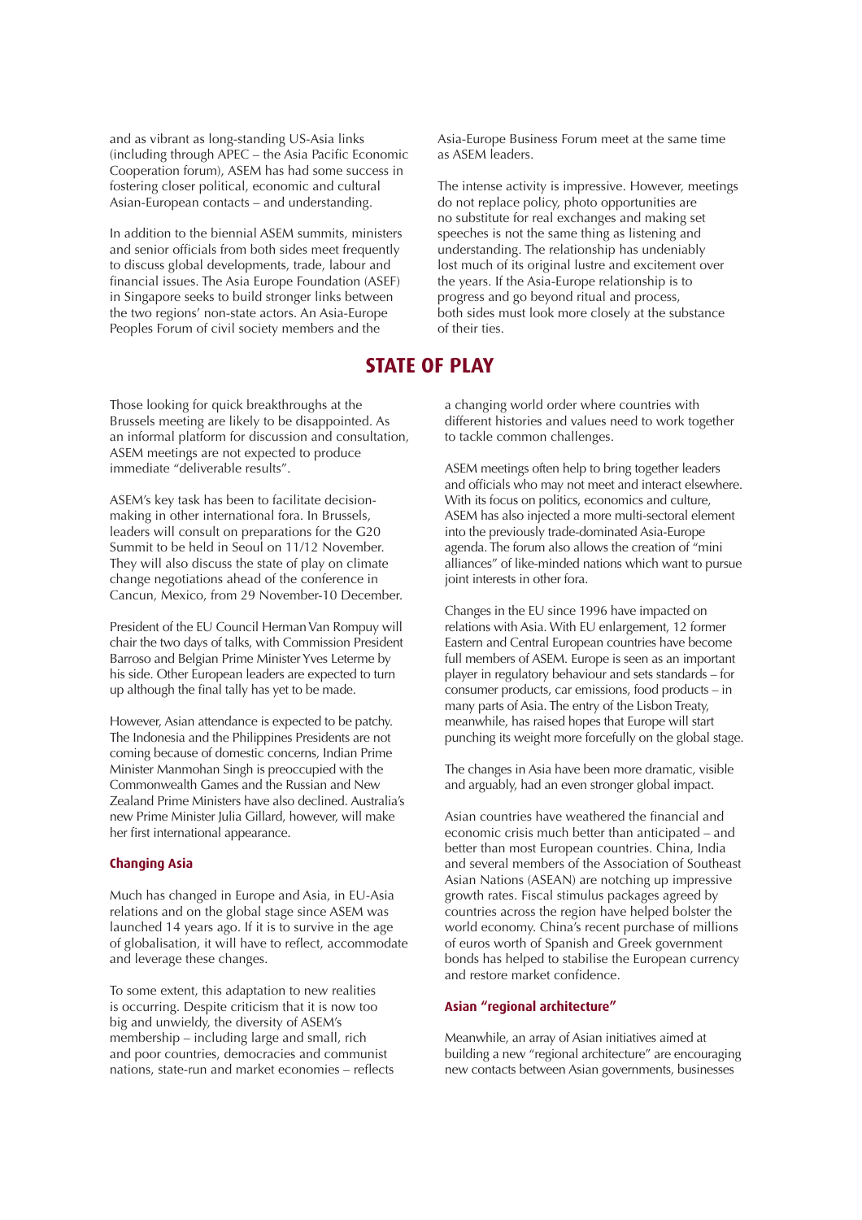and as vibrant as long-standing US-Asia links (including through APEC – the Asia Pacific Economic Cooperation forum), ASEM has had some success in fostering closer political, economic and cultural Asian-European contacts – and understanding.

In addition to the biennial ASEM summits, ministers and senior officials from both sides meet frequently to discuss global developments, trade, labour and financial issues. The Asia Europe Foundation (ASEF) in Singapore seeks to build stronger links between the two regions' non-state actors. An Asia-Europe Peoples Forum of civil society members and the Asia-Europe Business Forum meet at the same time as ASEM leaders.

The intense activity is impressive. However, meetings do not replace policy, photo opportunities are no substitute for real exchanges and making set speeches is not the same thing as listening and understanding. The relationship has undeniably lost much of its original lustre and excitement over the years. If the Asia-Europe relationship is to progress and go beyond ritual and process, both sides must look more closely at the substance of their ties.

## STATE OF PLAY

Those looking for quick breakthroughs at the Brussels meeting are likely to be disappointed. As an informal platform for discussion and consultation, ASEM meetings are not expected to produce immediate "deliverable results".

ASEM's key task has been to facilitate decision-making in other international fora. In Brussels, leaders will consult on preparations for the G20 Summit to be held in Seoul on 11/12 November. They will also discuss the state of play on climate change negotiations ahead of the conference in Cancun, Mexico, from 29 November-10 December.

President of the EU Council Herman Van Rompuy will chair the two days of talks, with Commission President Barroso and Belgian Prime Minister Yves Leterme by his side. Other European leaders are expected to turn up although the final tally has yet to be made.

However, Asian attendance is expected to be patchy. The Indonesia and the Philippines Presidents are not coming because of domestic concerns, Indian Prime Minister Manmohan Singh is preoccupied with the Commonwealth Games and the Russian and New Zealand Prime Ministers have also declined. Australia's new Prime Minister Julia Gillard, however, will make her first international appearance.

### Changing Asia

Much has changed in Europe and Asia, in EU-Asia relations and on the global stage since ASEM was launched 14 years ago. If it is to survive in the age of globalisation, it will have to reflect, accommodate and leverage these changes.

To some extent, this adaptation to new realities is occurring. Despite criticism that it is now too big and unwieldy, the diversity of ASEM's membership – including large and small, rich and poor countries, democracies and communist nations, state-run and market economies – reflects a changing world order where countries with different histories and values need to work together to tackle common challenges.

ASEM meetings often help to bring together leaders and officials who may not meet and interact elsewhere. With its focus on politics, economics and culture, ASEM has also injected a more multi-sectoral element into the previously trade-dominated Asia-Europe agenda. The forum also allows the creation of "mini alliances" of like-minded nations which want to pursue joint interests in other fora.

Changes in the EU since 1996 have impacted on relations with Asia. With EU enlargement, 12 former Eastern and Central European countries have become full members of ASEM. Europe is seen as an important player in regulatory behaviour and sets standards – for consumer products, car emissions, food products – in many parts of Asia. The entry of the Lisbon Treaty, meanwhile, has raised hopes that Europe will start punching its weight more forcefully on the global stage.

The changes in Asia have been more dramatic, visible and arguably, had an even stronger global impact.

Asian countries have weathered the financial and economic crisis much better than anticipated – and better than most European countries. China, India and several members of the Association of Southeast Asian Nations (ASEAN) are notching up impressive growth rates. Fiscal stimulus packages agreed by countries across the region have helped bolster the world economy. China's recent purchase of millions of euros worth of Spanish and Greek government bonds has helped to stabilise the European currency and restore market confidence.

### Asian "regional architecture"

Meanwhile, an array of Asian initiatives aimed at building a new "regional architecture" are encouraging new contacts between Asian governments, businesses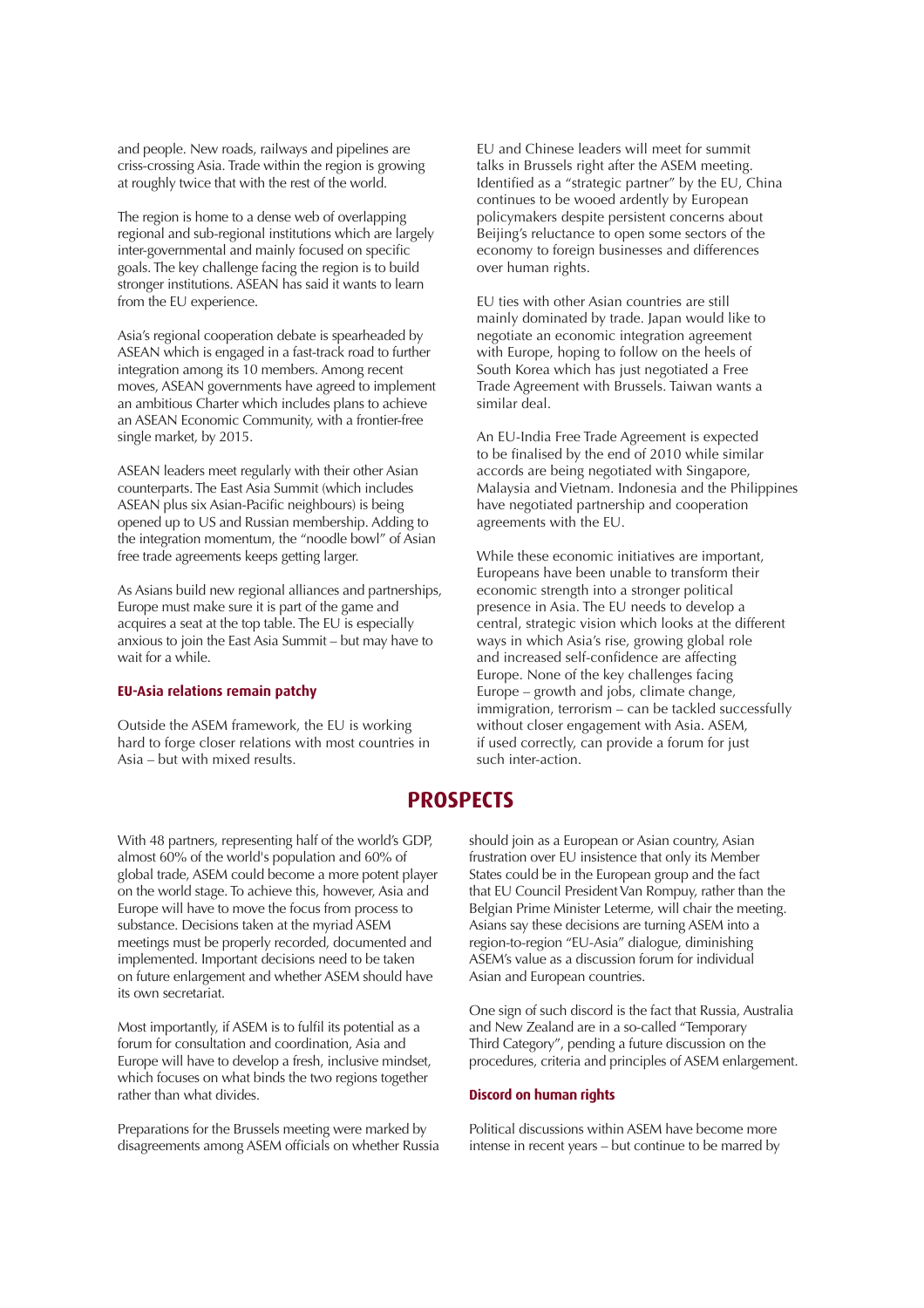and people. New roads, railways and pipelines are criss-crossing Asia. Trade within the region is growing at roughly twice that with the rest of the world.

The region is home to a dense web of overlapping regional and sub-regional institutions which are largely inter-governmental and mainly focused on specific goals. The key challenge facing the region is to build stronger institutions. ASEAN has said it wants to learn from the EU experience.

Asia's regional cooperation debate is spearheaded by ASEAN which is engaged in a fast-track road to further integration among its 10 members. Among recent moves, ASEAN governments have agreed to implement an ambitious Charter which includes plans to achieve an ASEAN Economic Community, with a frontier-free single market, by 2015.

ASEAN leaders meet regularly with their other Asian counterparts. The East Asia Summit (which includes ASEAN plus six Asian-Pacific neighbours) is being opened up to US and Russian membership. Adding to the integration momentum, the "noodle bowl" of Asian free trade agreements keeps getting larger.

As Asians build new regional alliances and partnerships, Europe must make sure it is part of the game and acquires a seat at the top table. The EU is especially anxious to join the East Asia Summit – but may have to wait for a while.

### EU-Asia relations remain patchy

Outside the ASEM framework, the EU is working hard to forge closer relations with most countries in Asia – but with mixed results.

EU and Chinese leaders will meet for summit talks in Brussels right after the ASEM meeting. Identified as a "strategic partner" by the EU, China continues to be wooed ardently by European policymakers despite persistent concerns about Beijing's reluctance to open some sectors of the economy to foreign businesses and differences over human rights.

EU ties with other Asian countries are still mainly dominated by trade. Japan would like to negotiate an economic integration agreement with Europe, hoping to follow on the heels of South Korea which has just negotiated a Free Trade Agreement with Brussels. Taiwan wants a similar deal.

An EU-India Free Trade Agreement is expected to be finalised by the end of 2010 while similar accords are being negotiated with Singapore, Malaysia and Vietnam. Indonesia and the Philippines have negotiated partnership and cooperation agreements with the EU.

While these economic initiatives are important, Europeans have been unable to transform their economic strength into a stronger political presence in Asia. The EU needs to develop a central, strategic vision which looks at the different ways in which Asia's rise, growing global role and increased self-confidence are affecting Europe. None of the key challenges facing Europe – growth and jobs, climate change, immigration, terrorism – can be tackled successfully without closer engagement with Asia. ASEM, if used correctly, can provide a forum for just such inter-action.

## PROSPECTS

With 48 partners, representing half of the world's GDP, almost 60% of the world's population and 60% of global trade, ASEM could become a more potent player on the world stage. To achieve this, however, Asia and Europe will have to move the focus from process to substance. Decisions taken at the myriad ASEM meetings must be properly recorded, documented and implemented. Important decisions need to be taken on future enlargement and whether ASEM should have its own secretariat.

Most importantly, if ASEM is to fulfil its potential as a forum for consultation and coordination, Asia and Europe will have to develop a fresh, inclusive mindset, which focuses on what binds the two regions together rather than what divides.

Preparations for the Brussels meeting were marked by disagreements among ASEM officials on whether Russia should join as a European or Asian country, Asian frustration over EU insistence that only its Member States could be in the European group and the fact that EU Council President Van Rompuy, rather than the Belgian Prime Minister Leterme, will chair the meeting. Asians say these decisions are turning ASEM into a region-to-region "EU-Asia" dialogue, diminishing ASEM's value as a discussion forum for individual Asian and European countries.

One sign of such discord is the fact that Russia, Australia and New Zealand are in a so-called "Temporary Third Category", pending a future discussion on the procedures, criteria and principles of ASEM enlargement.

### Discord on human rights

Political discussions within ASEM have become more intense in recent years – but continue to be marred by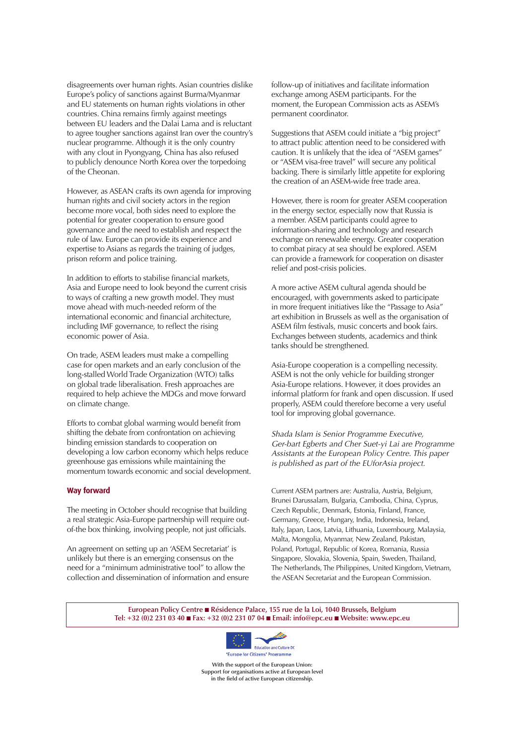disagreements over human rights. Asian countries dislike Europe's policy of sanctions against Burma/Myanmar and EU statements on human rights violations in other countries. China remains firmly against meetings between EU leaders and the Dalai Lama and is reluctant to agree tougher sanctions against Iran over the country's nuclear programme. Although it is the only country with any clout in Pyongyang, China has also refused to publicly denounce North Korea over the torpedoing of the Cheonan.

However, as ASEAN crafts its own agenda for improving human rights and civil society actors in the region become more vocal, both sides need to explore the potential for greater cooperation to ensure good governance and the need to establish and respect the rule of law. Europe can provide its experience and expertise to Asians as regards the training of judges, prison reform and police training.

In addition to efforts to stabilise financial markets, Asia and Europe need to look beyond the current crisis to ways of crafting a new growth model. They must move ahead with much-needed reform of the international economic and financial architecture, including IMF governance, to reflect the rising economic power of Asia.

On trade, ASEM leaders must make a compelling case for open markets and an early conclusion of the long-stalled World Trade Organization (WTO) talks on global trade liberalisation. Fresh approaches are required to help achieve the MDGs and move forward on climate change.

Efforts to combat global warming would benefit from shifting the debate from confrontation on achieving binding emission standards to cooperation on developing a low carbon economy which helps reduce greenhouse gas emissions while maintaining the momentum towards economic and social development.

## Way forward

The meeting in October should recognise that building a real strategic Asia-Europe partnership will require out-of-the box thinking, involving people, not just officials.

An agreement on setting up an 'ASEM Secretariat' is unlikely but there is an emerging consensus on the need for a "minimum administrative tool" to allow the collection and dissemination of information and ensure follow-up of initiatives and facilitate information exchange among ASEM participants. For the moment, the European Commission acts as ASEM's permanent coordinator.

Suggestions that ASEM could initiate a "big project" to attract public attention need to be considered with caution. It is unlikely that the idea of "ASEM games" or "ASEM visa-free travel" will secure any political backing. There is similarly little appetite for exploring the creation of an ASEM-wide free trade area.

However, there is room for greater ASEM cooperation in the energy sector, especially now that Russia is a member. ASEM participants could agree to information-sharing and technology and research exchange on renewable energy. Greater cooperation to combat piracy at sea should be explored. ASEM can provide a framework for cooperation on disaster relief and post-crisis policies.

A more active ASEM cultural agenda should be encouraged, with governments asked to participate in more frequent initiatives like the "Passage to Asia" art exhibition in Brussels as well as the organisation of ASEM film festivals, music concerts and book fairs. Exchanges between students, academics and think tanks should be strengthened.

Asia-Europe cooperation is a compelling necessity. ASEM is not the only vehicle for building stronger Asia-Europe relations. However, it does provides an informal platform for frank and open discussion. If used properly, ASEM could therefore become a very useful tool for improving global governance.

*Shada Islam is Senior Programme Executive, Ger-bart Egberts and Cher Suet-yi Lai are Programme Assistants at the European Policy Centre. This paper is published as part of the EUforAsia project.*

Current ASEM partners are: Australia, Austria, Belgium, Brunei Darussalam, Bulgaria, Cambodia, China, Cyprus, Czech Republic, Denmark, Estonia, Finland, France, Germany, Greece, Hungary, India, Indonesia, Ireland, Italy, Japan, Laos, Latvia, Lithuania, Luxembourg, Malaysia, Malta, Mongolia, Myanmar, New Zealand, Pakistan, Poland, Portugal, Republic of Korea, Romania, Russia Singapore, Slovakia, Slovenia, Spain, Sweden, Thailand, The Netherlands, The Philippines, United Kingdom, Vietnam, the ASEAN Secretariat and the European Commission.

**European Policy Centre ■ Résidence Palace, 155 rue de la Loi, 1040 Brussels, Belgium**
**Tel: +32 (0)2 231 03 40 ■ Fax: +32 (0)2 231 07 04 ■ Email: info@epc.eu ■ Website: www.epc.eu**

Education and Culture DG
'Europe for Citizens' Programme

**With the support of the European Union: Support for organisations active at European level in the field of active European citizenship.**